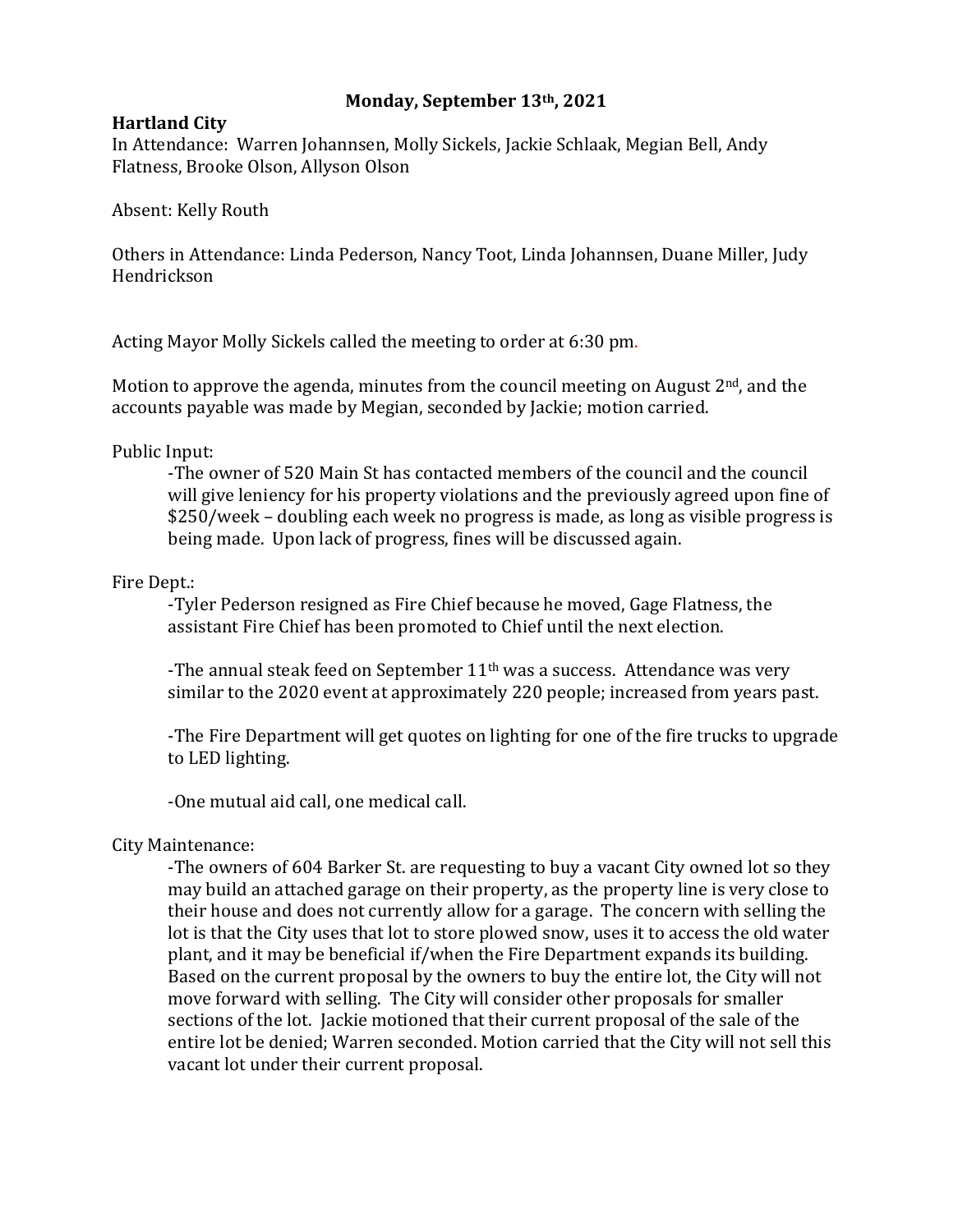**Monday, September 13th, 2021**

**Hartland City**

In Attendance: Warren Johannsen, Molly Sickels, Jackie Schlaak, Megian Bell, Andy Flatness, Brooke Olson, Allyson Olson

Absent: Kelly Routh

Others in Attendance: Linda Pederson, Nancy Toot, Linda Johannsen, Duane Miller, Judy Hendrickson

Acting Mayor Molly Sickels called the meeting to order at 6:30 pm.

Motion to approve the agenda, minutes from the council meeting on August 2nd, and the accounts payable was made by Megian, seconded by Jackie; motion carried.

Public Input:

-The owner of 520 Main St has contacted members of the council and the council will give leniency for his property violations and the previously agreed upon fine of $250/week – doubling each week no progress is made, as long as visible progress is being made. Upon lack of progress, fines will be discussed again.

Fire Dept.:

-Tyler Pederson resigned as Fire Chief because he moved, Gage Flatness, the assistant Fire Chief has been promoted to Chief until the next election.

-The annual steak feed on September 11th was a success. Attendance was very similar to the 2020 event at approximately 220 people; increased from years past.

-The Fire Department will get quotes on lighting for one of the fire trucks to upgrade to LED lighting.

-One mutual aid call, one medical call.

City Maintenance:

-The owners of 604 Barker St. are requesting to buy a vacant City owned lot so they may build an attached garage on their property, as the property line is very close to their house and does not currently allow for a garage. The concern with selling the lot is that the City uses that lot to store plowed snow, uses it to access the old water plant, and it may be beneficial if/when the Fire Department expands its building. Based on the current proposal by the owners to buy the entire lot, the City will not move forward with selling. The City will consider other proposals for smaller sections of the lot. Jackie motioned that their current proposal of the sale of the entire lot be denied; Warren seconded. Motion carried that the City will not sell this vacant lot under their current proposal.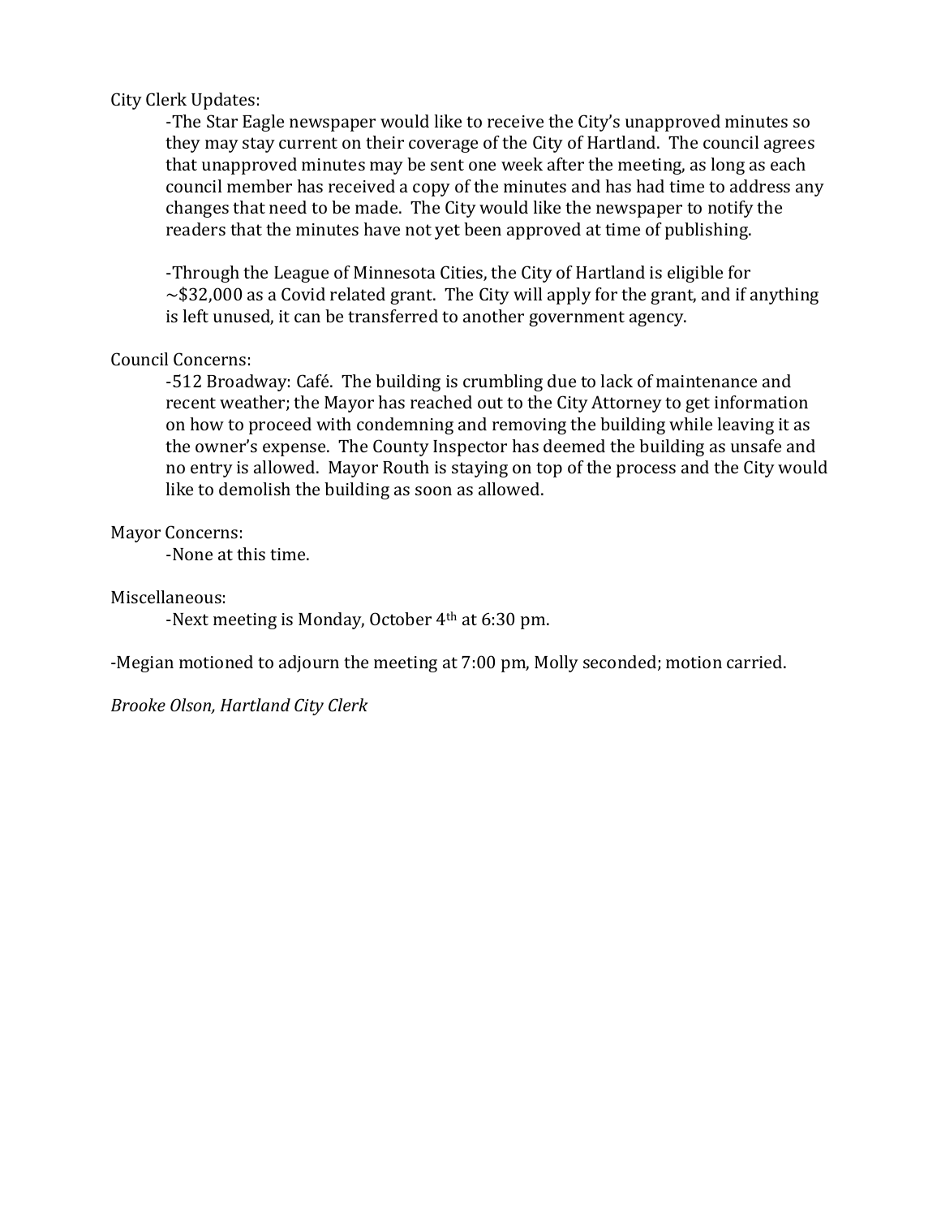City Clerk Updates:

-The Star Eagle newspaper would like to receive the City's unapproved minutes so they may stay current on their coverage of the City of Hartland. The council agrees that unapproved minutes may be sent one week after the meeting, as long as each council member has received a copy of the minutes and has had time to address any changes that need to be made. The City would like the newspaper to notify the readers that the minutes have not yet been approved at time of publishing.

-Through the League of Minnesota Cities, the City of Hartland is eligible for ~$32,000 as a Covid related grant. The City will apply for the grant, and if anything is left unused, it can be transferred to another government agency.

Council Concerns:

-512 Broadway: Café. The building is crumbling due to lack of maintenance and recent weather; the Mayor has reached out to the City Attorney to get information on how to proceed with condemning and removing the building while leaving it as the owner's expense. The County Inspector has deemed the building as unsafe and no entry is allowed. Mayor Routh is staying on top of the process and the City would like to demolish the building as soon as allowed.

Mayor Concerns:

-None at this time.

Miscellaneous:

-Next meeting is Monday, October 4th at 6:30 pm.

-Megian motioned to adjourn the meeting at 7:00 pm, Molly seconded; motion carried.

*Brooke Olson, Hartland City Clerk*